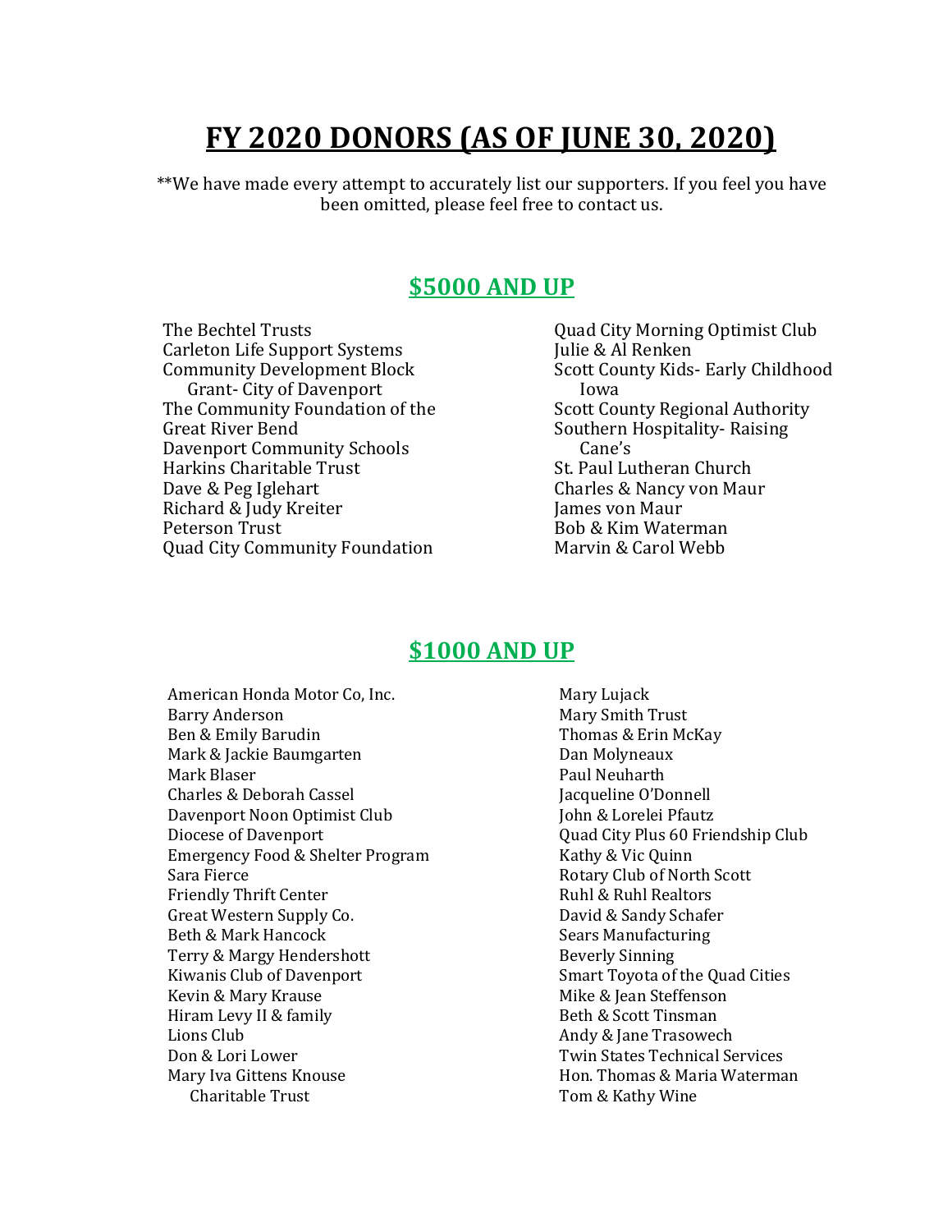# FY 2020 DONORS (AS OF JUNE 30, 2020)

**We have made every attempt to accurately list our supporters. If you feel you have been omitted, please feel free to contact us.

## $5000 AND UP

The Bechtel Trusts
Carleton Life Support Systems
Community Development Block Grant- City of Davenport
The Community Foundation of the Great River Bend
Davenport Community Schools
Harkins Charitable Trust
Dave & Peg Iglehart
Richard & Judy Kreiter
Peterson Trust
Quad City Community Foundation
Quad City Morning Optimist Club
Julie & Al Renken
Scott County Kids- Early Childhood Iowa
Scott County Regional Authority
Southern Hospitality- Raising Cane's
St. Paul Lutheran Church
Charles & Nancy von Maur
James von Maur
Bob & Kim Waterman
Marvin & Carol Webb

## $1000 AND UP

American Honda Motor Co, Inc.
Barry Anderson
Ben & Emily Barudin
Mark & Jackie Baumgarten
Mark Blaser
Charles & Deborah Cassel
Davenport Noon Optimist Club
Diocese of Davenport
Emergency Food & Shelter Program
Sara Fierce
Friendly Thrift Center
Great Western Supply Co.
Beth & Mark Hancock
Terry & Margy Hendershott
Kiwanis Club of Davenport
Kevin & Mary Krause
Hiram Levy II & family
Lions Club
Don & Lori Lower
Mary Iva Gittens Knouse Charitable Trust
Mary Lujack
Mary Smith Trust
Thomas & Erin McKay
Dan Molyneaux
Paul Neuharth
Jacqueline O'Donnell
John & Lorelei Pfautz
Quad City Plus 60 Friendship Club
Kathy & Vic Quinn
Rotary Club of North Scott
Ruhl & Ruhl Realtors
David & Sandy Schafer
Sears Manufacturing
Beverly Sinning
Smart Toyota of the Quad Cities
Mike & Jean Steffenson
Beth & Scott Tinsman
Andy & Jane Trasowech
Twin States Technical Services
Hon. Thomas & Maria Waterman
Tom & Kathy Wine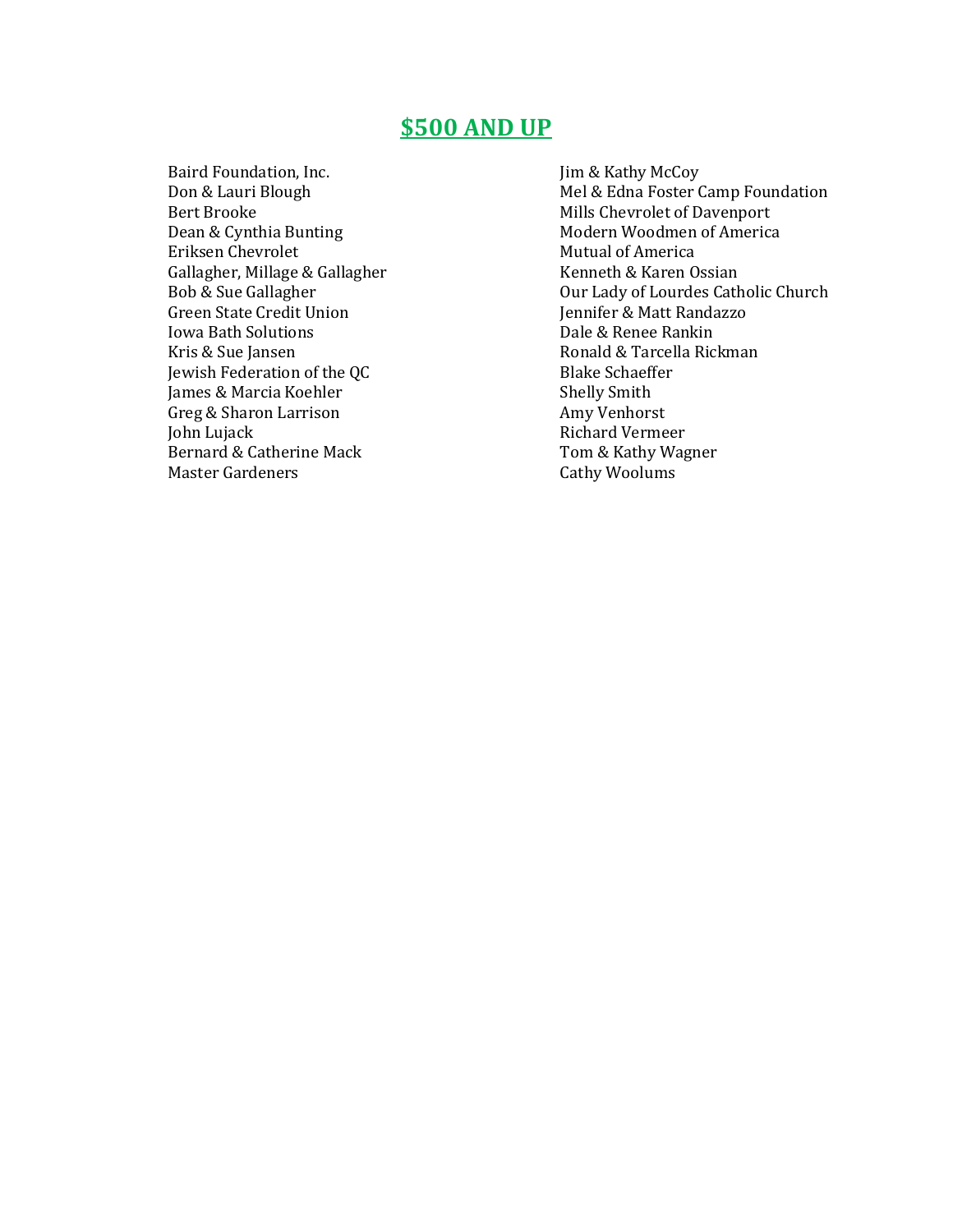## $500 AND UP

Baird Foundation, Inc.
Don & Lauri Blough
Bert Brooke
Dean & Cynthia Bunting
Eriksen Chevrolet
Gallagher, Millage & Gallagher
Bob & Sue Gallagher
Green State Credit Union
Iowa Bath Solutions
Kris & Sue Jansen
Jewish Federation of the QC
James & Marcia Koehler
Greg & Sharon Larrison
John Lujack
Bernard & Catherine Mack
Master Gardeners
Jim & Kathy McCoy
Mel & Edna Foster Camp Foundation
Mills Chevrolet of Davenport
Modern Woodmen of America
Mutual of America
Kenneth & Karen Ossian
Our Lady of Lourdes Catholic Church
Jennifer & Matt Randazzo
Dale & Renee Rankin
Ronald & Tarcella Rickman
Blake Schaeffer
Shelly Smith
Amy Venhorst
Richard Vermeer
Tom & Kathy Wagner
Cathy Woolums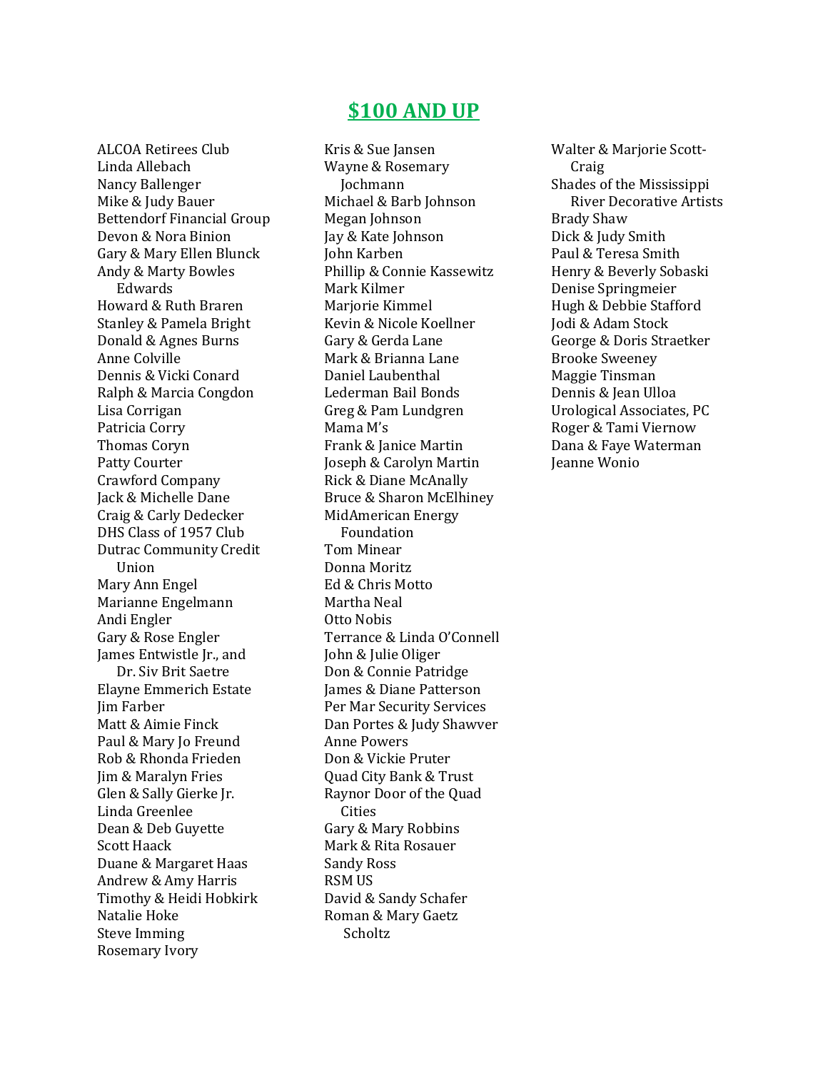## $100 AND UP

ALCOA Retirees Club
Linda Allebach
Nancy Ballenger
Mike & Judy Bauer
Bettendorf Financial Group
Devon & Nora Binion
Gary & Mary Ellen Blunck
Andy & Marty Bowles Edwards
Howard & Ruth Braren
Stanley & Pamela Bright
Donald & Agnes Burns
Anne Colville
Dennis & Vicki Conard
Ralph & Marcia Congdon
Lisa Corrigan
Patricia Corry
Thomas Coryn
Patty Courter
Crawford Company
Jack & Michelle Dane
Craig & Carly Dedecker
DHS Class of 1957 Club
Dutrac Community Credit Union
Mary Ann Engel
Marianne Engelmann
Andi Engler
Gary & Rose Engler
James Entwistle Jr., and Dr. Siv Brit Saetre
Elayne Emmerich Estate
Jim Farber
Matt & Aimie Finck
Paul & Mary Jo Freund
Rob & Rhonda Frieden
Jim & Maralyn Fries
Glen & Sally Gierke Jr.
Linda Greenlee
Dean & Deb Guyette
Scott Haack
Duane & Margaret Haas
Andrew & Amy Harris
Timothy & Heidi Hobkirk
Natalie Hoke
Steve Imming
Rosemary Ivory
Kris & Sue Jansen
Wayne & Rosemary Jochmann
Michael & Barb Johnson
Megan Johnson
Jay & Kate Johnson
John Karben
Phillip & Connie Kassewitz
Mark Kilmer
Marjorie Kimmel
Kevin & Nicole Koellner
Gary & Gerda Lane
Mark & Brianna Lane
Daniel Laubenthal
Lederman Bail Bonds
Greg & Pam Lundgren
Mama M's
Frank & Janice Martin
Joseph & Carolyn Martin
Rick & Diane McAnally
Bruce & Sharon McElhiney
MidAmerican Energy Foundation
Tom Minear
Donna Moritz
Ed & Chris Motto
Martha Neal
Otto Nobis
Terrance & Linda O'Connell
John & Julie Oliger
Don & Connie Patridge
James & Diane Patterson
Per Mar Security Services
Dan Portes & Judy Shawver
Anne Powers
Don & Vickie Pruter
Quad City Bank & Trust
Raynor Door of the Quad Cities
Gary & Mary Robbins
Mark & Rita Rosauer
Sandy Ross
RSM US
David & Sandy Schafer
Roman & Mary Gaetz Scholtz
Walter & Marjorie Scott-Craig
Shades of the Mississippi River Decorative Artists
Brady Shaw
Dick & Judy Smith
Paul & Teresa Smith
Henry & Beverly Sobaski
Denise Springmeier
Hugh & Debbie Stafford
Jodi & Adam Stock
George & Doris Straetker
Brooke Sweeney
Maggie Tinsman
Dennis & Jean Ulloa
Urological Associates, PC
Roger & Tami Viernow
Dana & Faye Waterman
Jeanne Wonio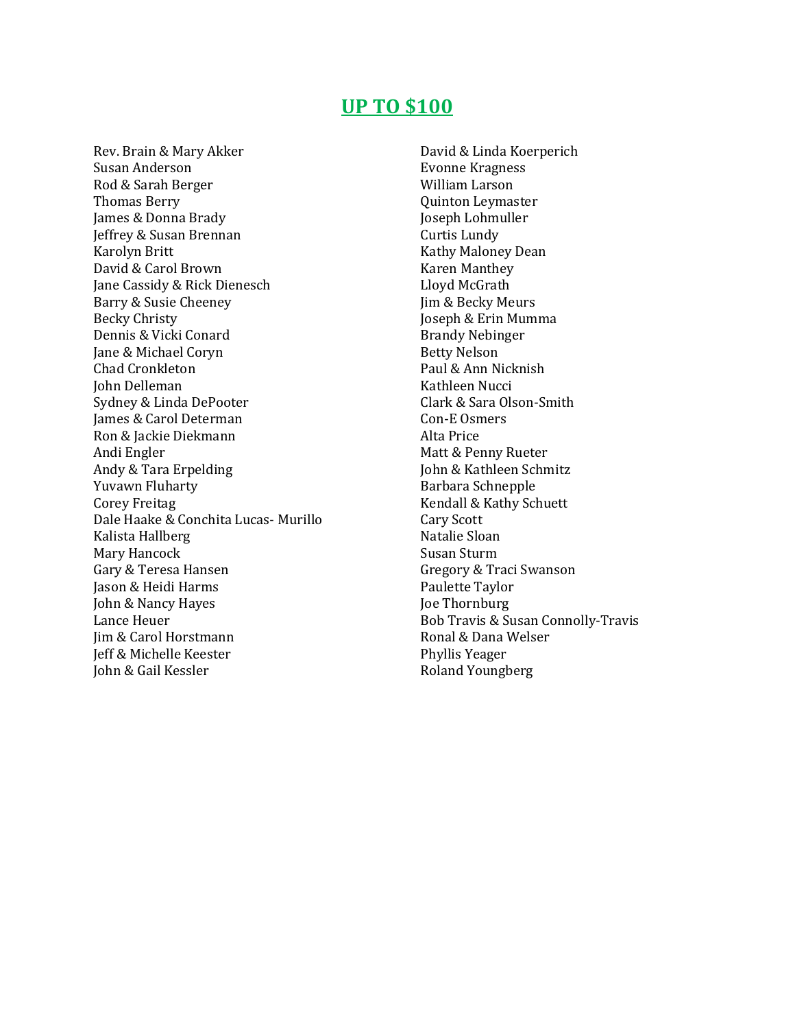## UP TO $100

Rev. Brain & Mary Akker
Susan Anderson
Rod & Sarah Berger
Thomas Berry
James & Donna Brady
Jeffrey & Susan Brennan
Karolyn Britt
David & Carol Brown
Jane Cassidy & Rick Dienesch
Barry & Susie Cheeney
Becky Christy
Dennis & Vicki Conard
Jane & Michael Coryn
Chad Cronkleton
John Delleman
Sydney & Linda DePooter
James & Carol Determan
Ron & Jackie Diekmann
Andi Engler
Andy & Tara Erpelding
Yuvawn Fluharty
Corey Freitag
Dale Haake & Conchita Lucas- Murillo
Kalista Hallberg
Mary Hancock
Gary & Teresa Hansen
Jason & Heidi Harms
John & Nancy Hayes
Lance Heuer
Jim & Carol Horstmann
Jeff & Michelle Keester
John & Gail Kessler
David & Linda Koerperich
Evonne Kragness
William Larson
Quinton Leymaster
Joseph Lohmuller
Curtis Lundy
Kathy Maloney Dean
Karen Manthey
Lloyd McGrath
Jim & Becky Meurs
Joseph & Erin Mumma
Brandy Nebinger
Betty Nelson
Paul & Ann Nicknish
Kathleen Nucci
Clark & Sara Olson-Smith
Con-E Osmers
Alta Price
Matt & Penny Rueter
John & Kathleen Schmitz
Barbara Schnepple
Kendall & Kathy Schuett
Cary Scott
Natalie Sloan
Susan Sturm
Gregory & Traci Swanson
Paulette Taylor
Joe Thornburg
Bob Travis & Susan Connolly-Travis
Ronal & Dana Welser
Phyllis Yeager
Roland Youngberg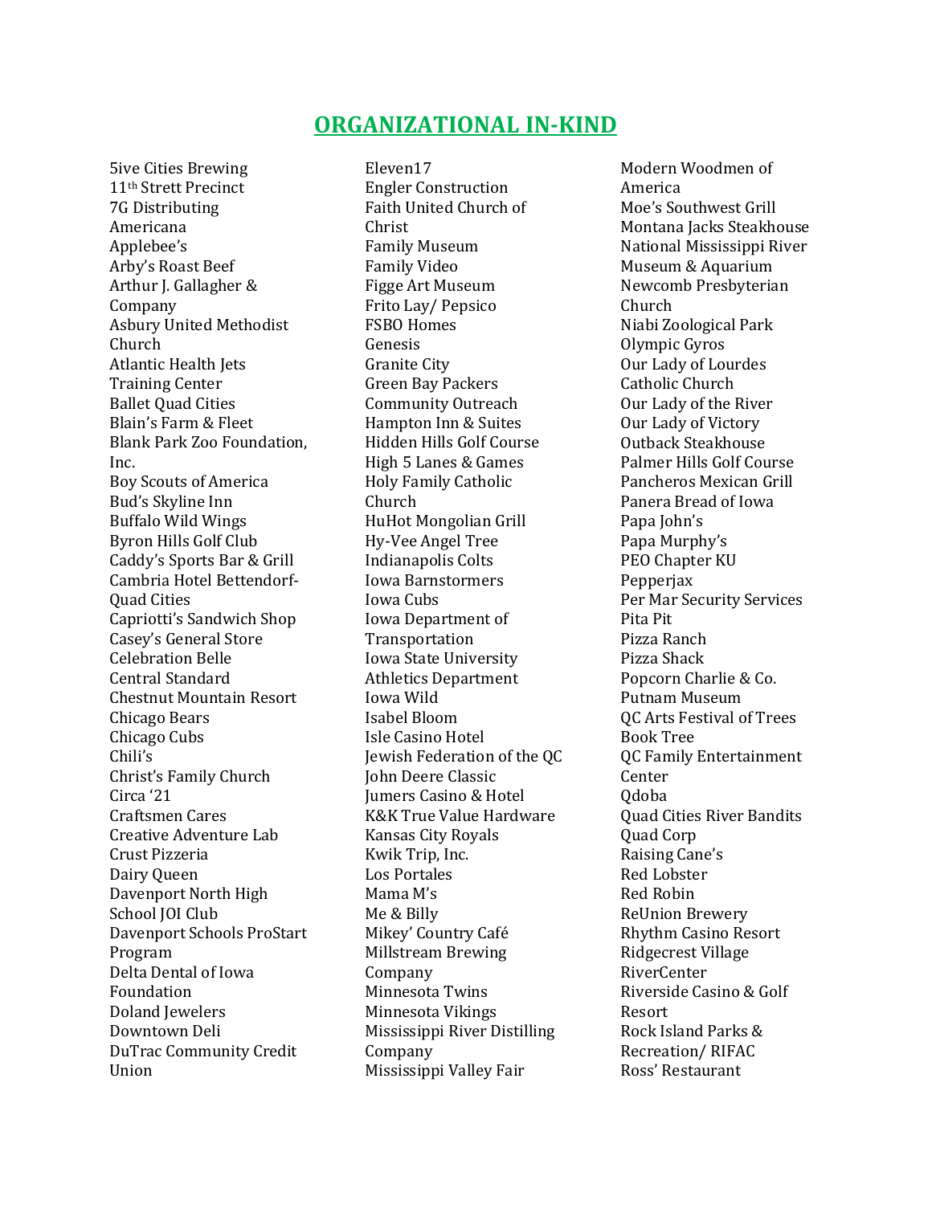## ORGANIZATIONAL IN-KIND

5ive Cities Brewing
11th Strett Precinct
7G Distributing
Americana
Applebee's
Arby's Roast Beef
Arthur J. Gallagher & Company
Asbury United Methodist Church
Atlantic Health Jets Training Center
Ballet Quad Cities
Blain's Farm & Fleet
Blank Park Zoo Foundation, Inc.
Boy Scouts of America
Bud's Skyline Inn
Buffalo Wild Wings
Byron Hills Golf Club
Caddy's Sports Bar & Grill
Cambria Hotel Bettendorf-Quad Cities
Capriotti's Sandwich Shop
Casey's General Store
Celebration Belle
Central Standard
Chestnut Mountain Resort
Chicago Bears
Chicago Cubs
Chili's
Christ's Family Church
Circa '21
Craftsmen Cares
Creative Adventure Lab
Crust Pizzeria
Dairy Queen
Davenport North High School JOI Club
Davenport Schools ProStart Program
Delta Dental of Iowa Foundation
Doland Jewelers
Downtown Deli
DuTrac Community Credit Union
Eleven17
Engler Construction
Faith United Church of Christ
Family Museum
Family Video
Figge Art Museum
Frito Lay/ Pepsico
FSBO Homes
Genesis
Granite City
Green Bay Packers Community Outreach
Hampton Inn & Suites
Hidden Hills Golf Course
High 5 Lanes & Games
Holy Family Catholic Church
HuHot Mongolian Grill
Hy-Vee Angel Tree
Indianapolis Colts
Iowa Barnstormers
Iowa Cubs
Iowa Department of Transportation
Iowa State University Athletics Department
Iowa Wild
Isabel Bloom
Isle Casino Hotel
Jewish Federation of the QC
John Deere Classic
Jumers Casino & Hotel
K&K True Value Hardware
Kansas City Royals
Kwik Trip, Inc.
Los Portales
Mama M's
Me & Billy
Mikey' Country Café
Millstream Brewing Company
Minnesota Twins
Minnesota Vikings
Mississippi River Distilling Company
Mississippi Valley Fair
Modern Woodmen of America
Moe's Southwest Grill
Montana Jacks Steakhouse
National Mississippi River Museum & Aquarium
Newcomb Presbyterian Church
Niabi Zoological Park
Olympic Gyros
Our Lady of Lourdes Catholic Church
Our Lady of the River
Our Lady of Victory
Outback Steakhouse
Palmer Hills Golf Course
Pancheros Mexican Grill
Panera Bread of Iowa
Papa John's
Papa Murphy's
PEO Chapter KU
Pepperjax
Per Mar Security Services
Pita Pit
Pizza Ranch
Pizza Shack
Popcorn Charlie & Co.
Putnam Museum
QC Arts Festival of Trees Book Tree
QC Family Entertainment Center
Qdoba
Quad Cities River Bandits
Quad Corp
Raising Cane's
Red Lobster
Red Robin
ReUnion Brewery
Rhythm Casino Resort
Ridgecrest Village
RiverCenter
Riverside Casino & Golf Resort
Rock Island Parks & Recreation/ RIFAC
Ross' Restaurant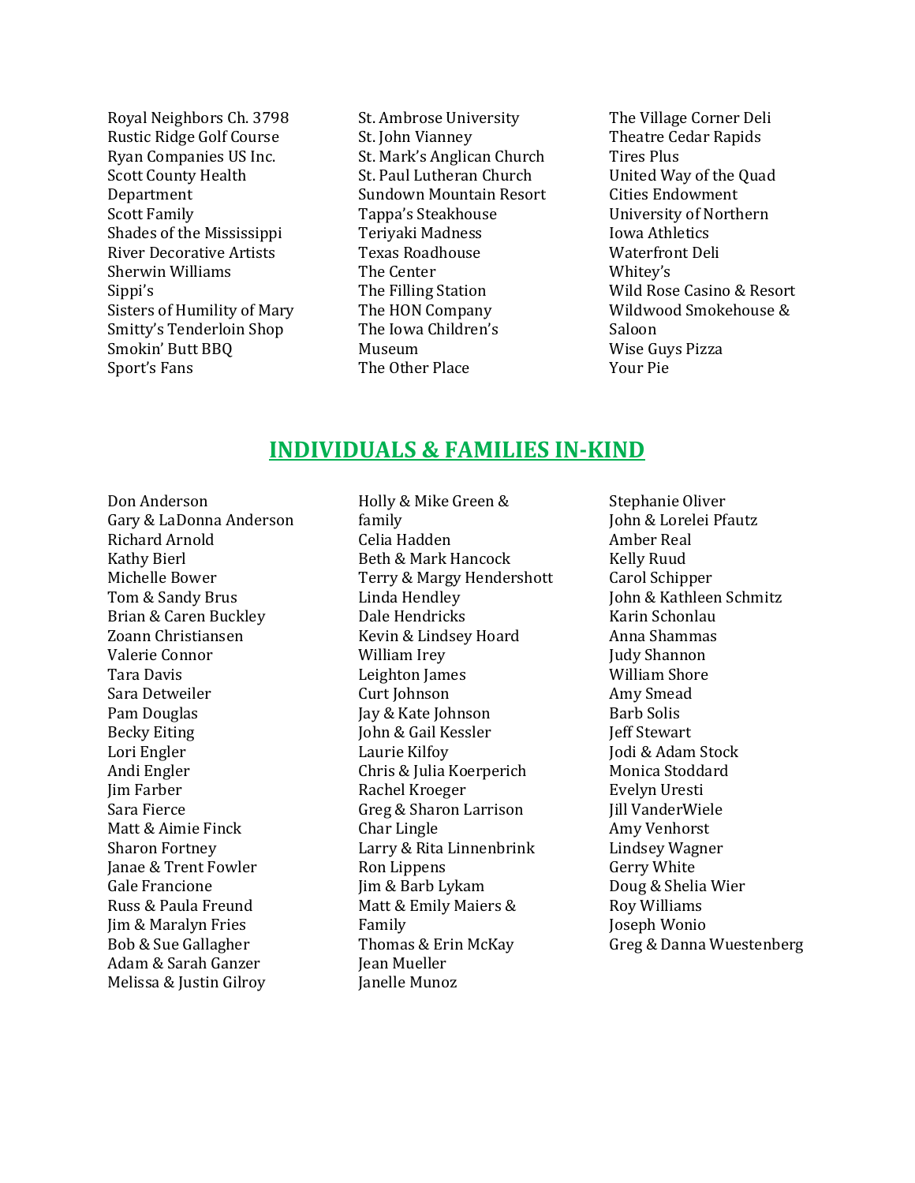Royal Neighbors Ch. 3798
Rustic Ridge Golf Course
Ryan Companies US Inc.
Scott County Health Department
Scott Family
Shades of the Mississippi River Decorative Artists
Sherwin Williams
Sippi's
Sisters of Humility of Mary
Smitty's Tenderloin Shop
Smokin' Butt BBQ
Sport's Fans
St. Ambrose University
St. John Vianney
St. Mark's Anglican Church
St. Paul Lutheran Church
Sundown Mountain Resort
Tappa's Steakhouse
Teriyaki Madness
Texas Roadhouse
The Center
The Filling Station
The HON Company
The Iowa Children's Museum
The Other Place
The Village Corner Deli
Theatre Cedar Rapids
Tires Plus
United Way of the Quad Cities Endowment
University of Northern Iowa Athletics
Waterfront Deli
Whitey's
Wild Rose Casino & Resort
Wildwood Smokehouse & Saloon
Wise Guys Pizza
Your Pie

## INDIVIDUALS & FAMILIES IN-KIND

Don Anderson
Gary & LaDonna Anderson
Richard Arnold
Kathy Bierl
Michelle Bower
Tom & Sandy Brus
Brian & Caren Buckley
Zoann Christiansen
Valerie Connor
Tara Davis
Sara Detweiler
Pam Douglas
Becky Eiting
Lori Engler
Andi Engler
Jim Farber
Sara Fierce
Matt & Aimie Finck
Sharon Fortney
Janae & Trent Fowler
Gale Francione
Russ & Paula Freund
Jim & Maralyn Fries
Bob & Sue Gallagher
Adam & Sarah Ganzer
Melissa & Justin Gilroy
Holly & Mike Green & family
Celia Hadden
Beth & Mark Hancock
Terry & Margy Hendershott
Linda Hendley
Dale Hendricks
Kevin & Lindsey Hoard
William Irey
Leighton James
Curt Johnson
Jay & Kate Johnson
John & Gail Kessler
Laurie Kilfoy
Chris & Julia Koerperich
Rachel Kroeger
Greg & Sharon Larrison
Char Lingle
Larry & Rita Linnenbrink
Ron Lippens
Jim & Barb Lykam
Matt & Emily Maiers & Family
Thomas & Erin McKay
Jean Mueller
Janelle Munoz
Stephanie Oliver
John & Lorelei Pfautz
Amber Real
Kelly Ruud
Carol Schipper
John & Kathleen Schmitz
Karin Schonlau
Anna Shammas
Judy Shannon
William Shore
Amy Smead
Barb Solis
Jeff Stewart
Jodi & Adam Stock
Monica Stoddard
Evelyn Uresti
Jill VanderWiele
Amy Venhorst
Lindsey Wagner
Gerry White
Doug & Shelia Wier
Roy Williams
Joseph Wonio
Greg & Danna Wuestenberg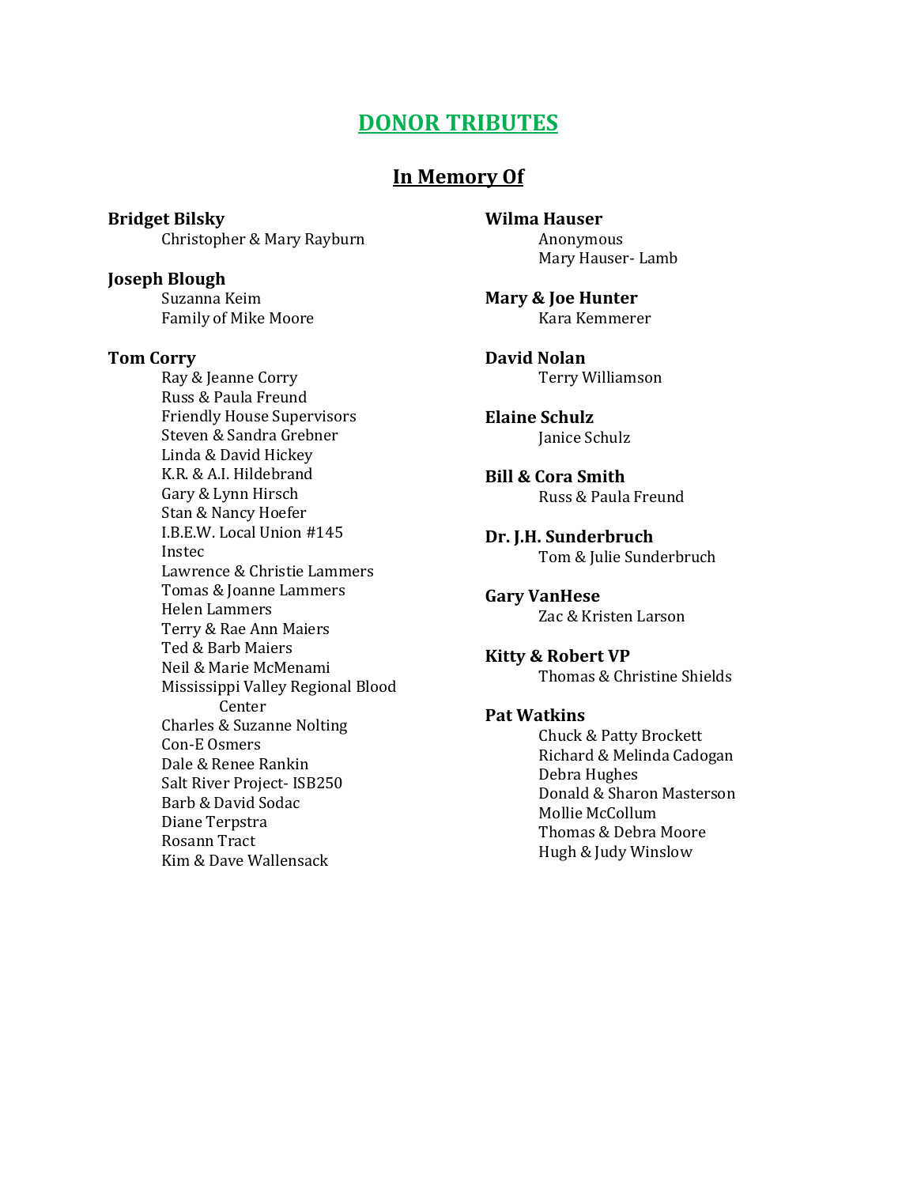# DONOR TRIBUTES

## In Memory Of

**Bridget Bilsky**
Christopher & Mary Rayburn

**Joseph Blough**
Suzanna Keim
Family of Mike Moore

**Tom Corry**
Ray & Jeanne Corry
Russ & Paula Freund
Friendly House Supervisors
Steven & Sandra Grebner
Linda & David Hickey
K.R. & A.I. Hildebrand
Gary & Lynn Hirsch
Stan & Nancy Hoefer
I.B.E.W. Local Union #145
Instec
Lawrence & Christie Lammers
Tomas & Joanne Lammers
Helen Lammers
Terry & Rae Ann Maiers
Ted & Barb Maiers
Neil & Marie McMenami
Mississippi Valley Regional Blood Center
Charles & Suzanne Nolting
Con-E Osmers
Dale & Renee Rankin
Salt River Project- ISB250
Barb & David Sodac
Diane Terpstra
Rosann Tract
Kim & Dave Wallensack

**Wilma Hauser**
Anonymous
Mary Hauser- Lamb

**Mary & Joe Hunter**
Kara Kemmerer

**David Nolan**
Terry Williamson

**Elaine Schulz**
Janice Schulz

**Bill & Cora Smith**
Russ & Paula Freund

**Dr. J.H. Sunderbruch**
Tom & Julie Sunderbruch

**Gary VanHese**
Zac & Kristen Larson

**Kitty & Robert VP**
Thomas & Christine Shields

**Pat Watkins**
Chuck & Patty Brockett
Richard & Melinda Cadogan
Debra Hughes
Donald & Sharon Masterson
Mollie McCollum
Thomas & Debra Moore
Hugh & Judy Winslow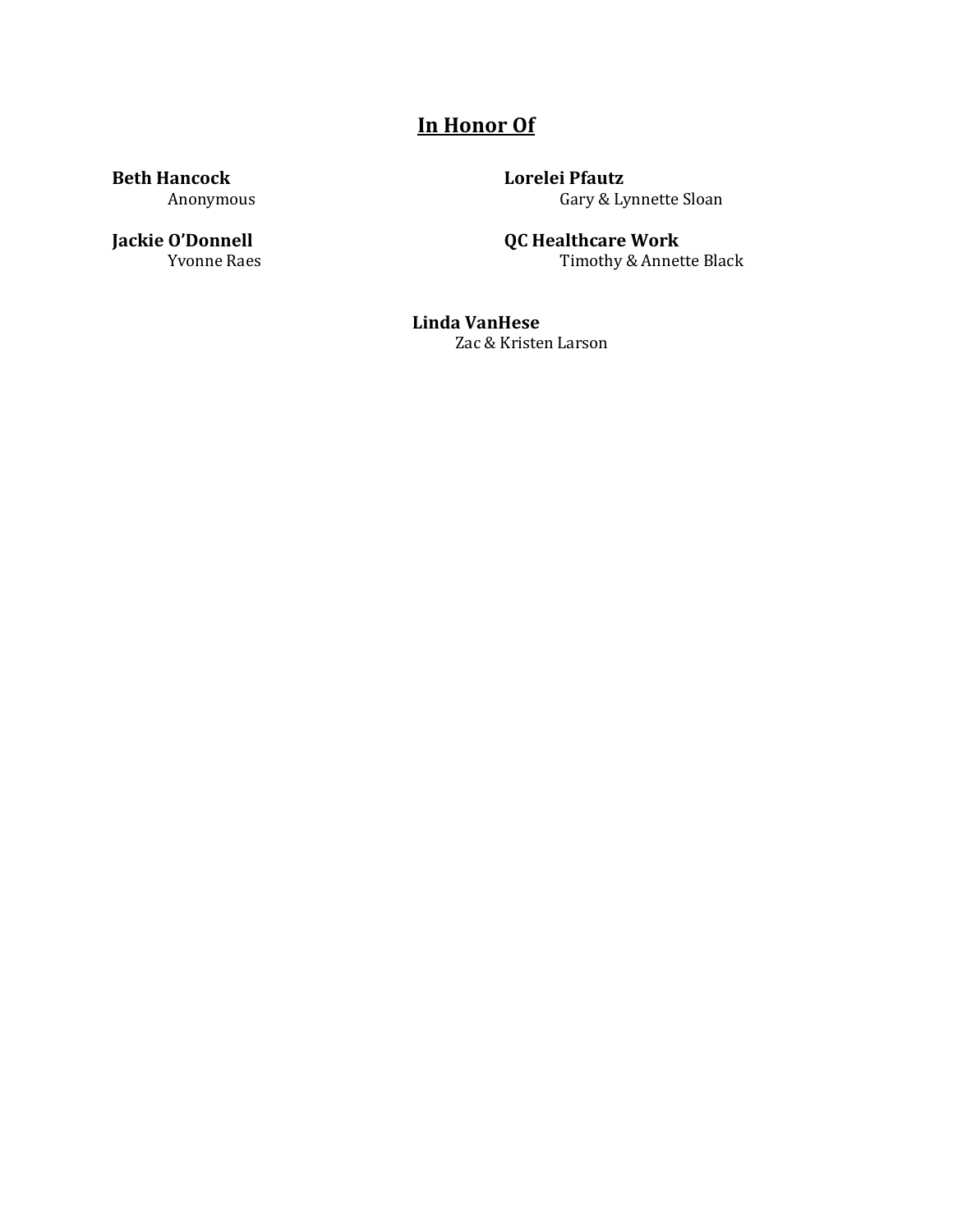## In Honor Of

**Beth Hancock**
Anonymous

**Jackie O'Donnell**
Yvonne Raes

**Lorelei Pfautz**
Gary & Lynnette Sloan

**QC Healthcare Work**
Timothy & Annette Black

**Linda VanHese**
Zac & Kristen Larson